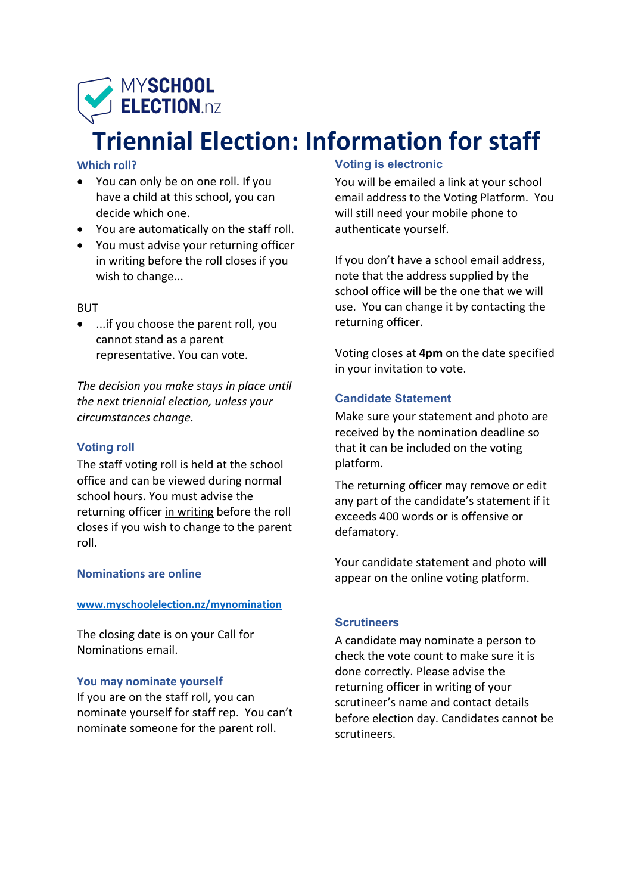MYSCHOOL ELECTION.nz

# Triennial Election: Information for staff

### Which roll?

- You can only be on one roll. If you have a child at this school, you can decide which one.
- You are automatically on the staff roll.
- You must advise your returning officer in writing before the roll closes if you wish to change...

BUT

- ...if you choose the parent roll, you cannot stand as a parent representative. You can vote.

*The decision you make stays in place until the next triennial election, unless your circumstances change.*

### Voting roll

The staff voting roll is held at the school office and can be viewed during normal school hours. You must advise the returning officer in writing before the roll closes if you wish to change to the parent roll.

### Nominations are online

**www.myschoolelection.nz/mynomination**

The closing date is on your Call for Nominations email.

### You may nominate yourself

If you are on the staff roll, you can nominate yourself for staff rep. You can't nominate someone for the parent roll.

### Voting is electronic

You will be emailed a link at your school email address to the Voting Platform. You will still need your mobile phone to authenticate yourself.

If you don't have a school email address, note that the address supplied by the school office will be the one that we will use. You can change it by contacting the returning officer.

Voting closes at **4pm** on the date specified in your invitation to vote.

### Candidate Statement

Make sure your statement and photo are received by the nomination deadline so that it can be included on the voting platform.

The returning officer may remove or edit any part of the candidate's statement if it exceeds 400 words or is offensive or defamatory.

Your candidate statement and photo will appear on the online voting platform.

### Scrutineers

A candidate may nominate a person to check the vote count to make sure it is done correctly. Please advise the returning officer in writing of your scrutineer's name and contact details before election day. Candidates cannot be scrutineers.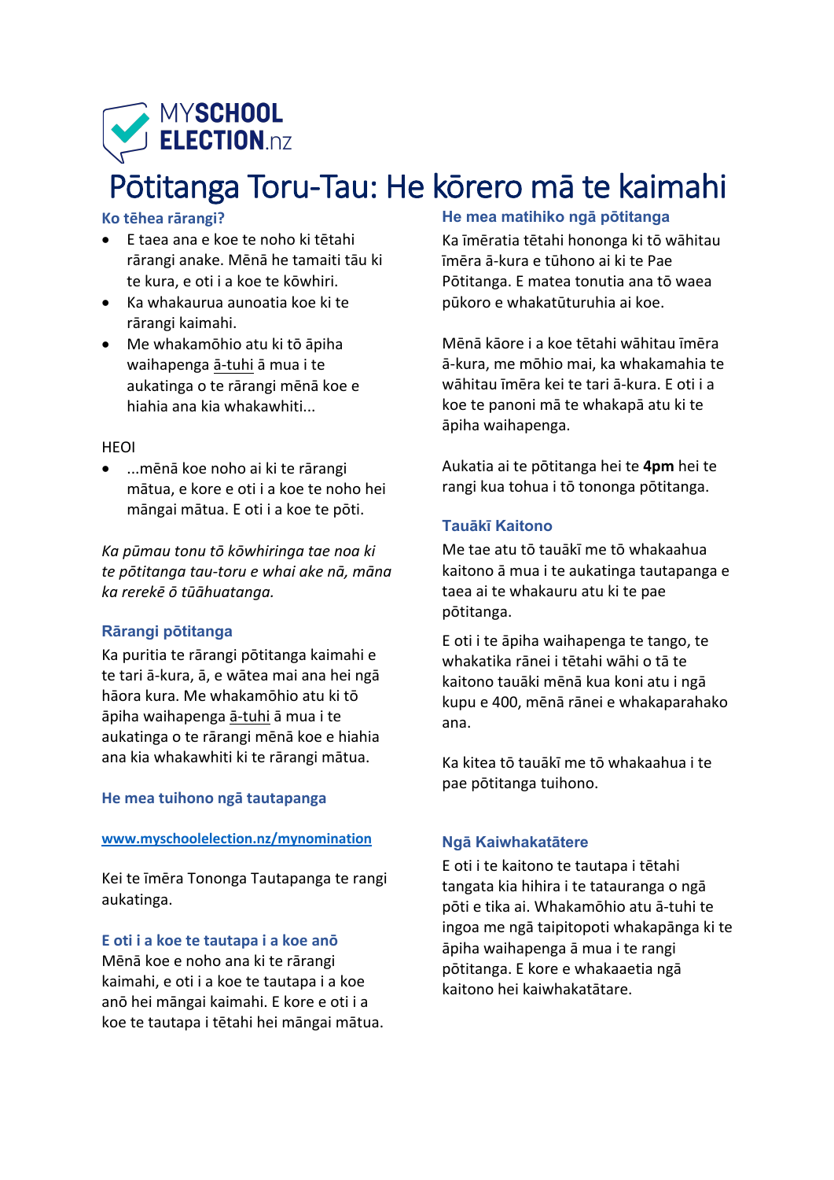MYSCHOOL ELECTION.nz

# Pōtitanga Toru-Tau: He kōrero mā te kaimahi

### Ko tēhea rārangi?

- E taea ana e koe te noho ki tētahi rārangi anake. Mēnā he tamaiti tāu ki te kura, e oti i a koe te kōwhiri.
- Ka whakaurua aunoatia koe ki te rārangi kaimahi.
- Me whakamōhio atu ki tō āpiha waihapenga ā-tuhi ā mua i te aukatinga o te rārangi mēnā koe e hiahia ana kia whakawhiti...

HEOI

- ...mēnā koe noho ai ki te rārangi mātua, e kore e oti i a koe te noho hei māngai mātua. E oti i a koe te pōti.

*Ka pūmau tonu tō kōwhiringa tae noa ki te pōtitanga tau-toru e whai ake nā, māna ka rerekē ō tūāhuatanga.*

### Rārangi pōtitanga

Ka puritia te rārangi pōtitanga kaimahi e te tari ā-kura, ā, e wātea mai ana hei ngā hāora kura. Me whakamōhio atu ki tō āpiha waihapenga ā-tuhi ā mua i te aukatinga o te rārangi mēnā koe e hiahia ana kia whakawhiti ki te rārangi mātua.

### He mea tuihono ngā tautapanga

www.myschoolelection.nz/mynomination

Kei te īmēra Tononga Tautapanga te rangi aukatinga.

### E oti i a koe te tautapa i a koe anō

Mēnā koe e noho ana ki te rārangi kaimahi, e oti i a koe te tautapa i a koe anō hei māngai kaimahi. E kore e oti i a koe te tautapa i tētahi hei māngai mātua.

### He mea matihiko ngā pōtitanga

Ka īmēratia tētahi hononga ki tō wāhitau īmēra ā-kura e tūhono ai ki te Pae Pōtitanga. E matea tonutia ana tō waea pūkoro e whakatūturuhia ai koe.

Mēnā kāore i a koe tētahi wāhitau īmēra ā-kura, me mōhio mai, ka whakamahia te wāhitau īmēra kei te tari ā-kura. E oti i a koe te panoni mā te whakapā atu ki te āpiha waihapenga.

Aukatia ai te pōtitanga hei te **4pm** hei te rangi kua tohua i tō tononga pōtitanga.

### Tauākī Kaitono

Me tae atu tō tauākī me tō whakaahua kaitono ā mua i te aukatinga tautapanga e taea ai te whakauru atu ki te pae pōtitanga.

E oti i te āpiha waihapenga te tango, te whakatika rānei i tētahi wāhi o tā te kaitono tauāki mēnā kua koni atu i ngā kupu e 400, mēnā rānei e whakaparahako ana.

Ka kitea tō tauākī me tō whakaahua i te pae pōtitanga tuihono.

### Ngā Kaiwhakatātere

E oti i te kaitono te tautapa i tētahi tangata kia hihira i te tatauranga o ngā pōti e tika ai. Whakamōhio atu ā-tuhi te ingoa me ngā taipitopoti whakapānga ki te āpiha waihapenga ā mua i te rangi pōtitanga. E kore e whakaaetia ngā kaitono hei kaiwhakatātare.